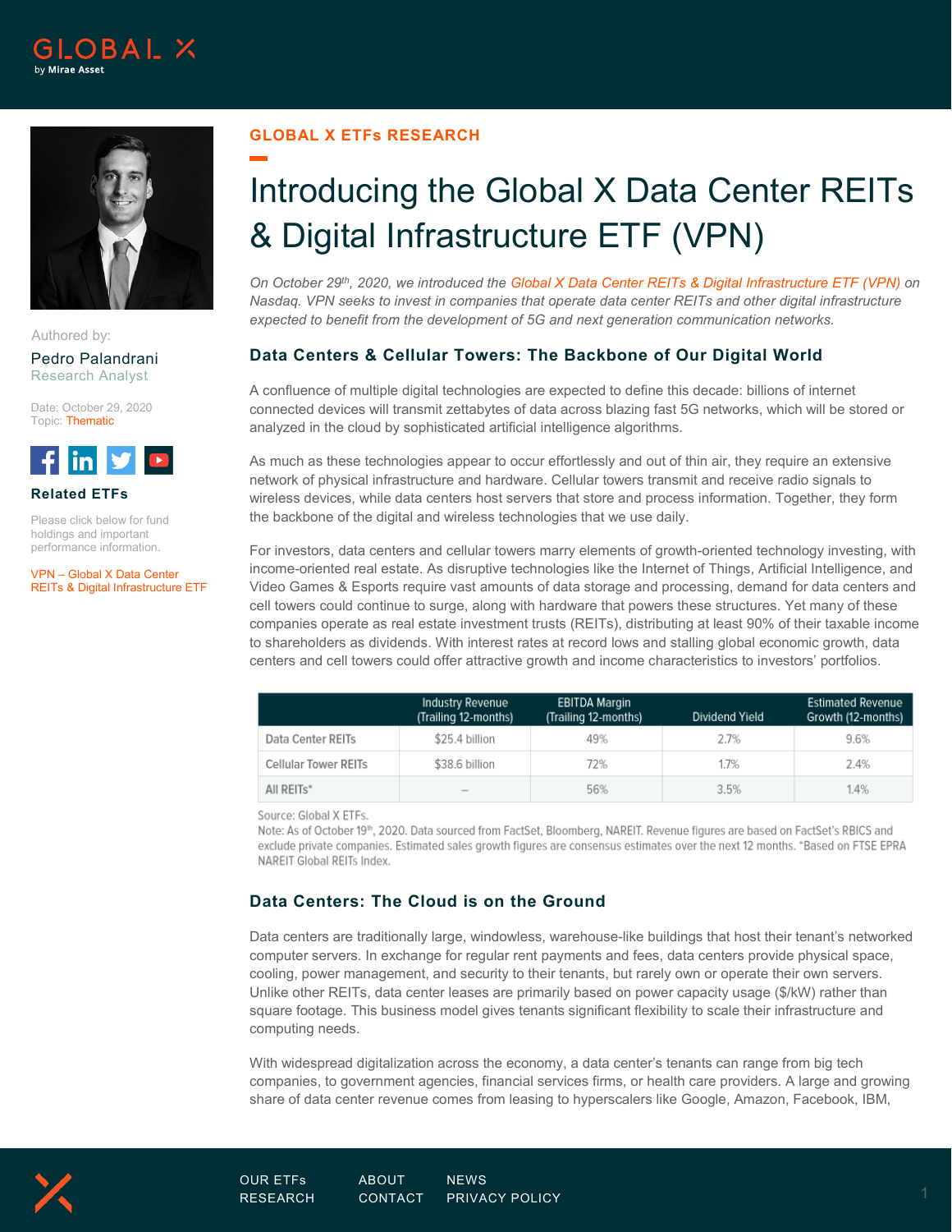GLOBAL X ETFs RESEARCH

# Introducing the Global X Data Center REITs & Digital Infrastructure ETF (VPN)

Authored by:

Pedro Palandrani
Research Analyst

Date: October 29, 2020
Topic: Thematic

**Related ETFs**

Please click below for fund holdings and important performance information.

VPN – Global X Data Center REITs & Digital Infrastructure ETF

*On October 29th, 2020, we introduced the Global X Data Center REITs & Digital Infrastructure ETF (VPN) on Nasdaq. VPN seeks to invest in companies that operate data center REITs and other digital infrastructure expected to benefit from the development of 5G and next generation communication networks.*

## Data Centers & Cellular Towers: The Backbone of Our Digital World

A confluence of multiple digital technologies are expected to define this decade: billions of internet connected devices will transmit zettabytes of data across blazing fast 5G networks, which will be stored or analyzed in the cloud by sophisticated artificial intelligence algorithms.

As much as these technologies appear to occur effortlessly and out of thin air, they require an extensive network of physical infrastructure and hardware. Cellular towers transmit and receive radio signals to wireless devices, while data centers host servers that store and process information. Together, they form the backbone of the digital and wireless technologies that we use daily.

For investors, data centers and cellular towers marry elements of growth-oriented technology investing, with income-oriented real estate. As disruptive technologies like the Internet of Things, Artificial Intelligence, and Video Games & Esports require vast amounts of data storage and processing, demand for data centers and cell towers could continue to surge, along with hardware that powers these structures. Yet many of these companies operate as real estate investment trusts (REITs), distributing at least 90% of their taxable income to shareholders as dividends. With interest rates at record lows and stalling global economic growth, data centers and cell towers could offer attractive growth and income characteristics to investors' portfolios.

| | Industry Revenue (Trailing 12-months) | EBITDA Margin (Trailing 12-months) | Dividend Yield | Estimated Revenue Growth (12-months) |
|---|---|---|---|---|
| Data Center REITs | $25.4 billion | 49% | 2.7% | 9.6% |
| Cellular Tower REITs | $38.6 billion | 72% | 1.7% | 2.4% |
| All REITs* | – | 56% | 3.5% | 1.4% |

Source: Global X ETFs.
Note: As of October 19th, 2020. Data sourced from FactSet, Bloomberg, NAREIT. Revenue figures are based on FactSet's RBICS and exclude private companies. Estimated sales growth figures are consensus estimates over the next 12 months. *Based on FTSE EPRA NAREIT Global REITs Index.

## Data Centers: The Cloud is on the Ground

Data centers are traditionally large, windowless, warehouse-like buildings that host their tenant's networked computer servers. In exchange for regular rent payments and fees, data centers provide physical space, cooling, power management, and security to their tenants, but rarely own or operate their own servers. Unlike other REITs, data center leases are primarily based on power capacity usage ($/kW) rather than square footage. This business model gives tenants significant flexibility to scale their infrastructure and computing needs.

With widespread digitalization across the economy, a data center's tenants can range from big tech companies, to government agencies, financial services firms, or health care providers. A large and growing share of data center revenue comes from leasing to hyperscalers like Google, Amazon, Facebook, IBM,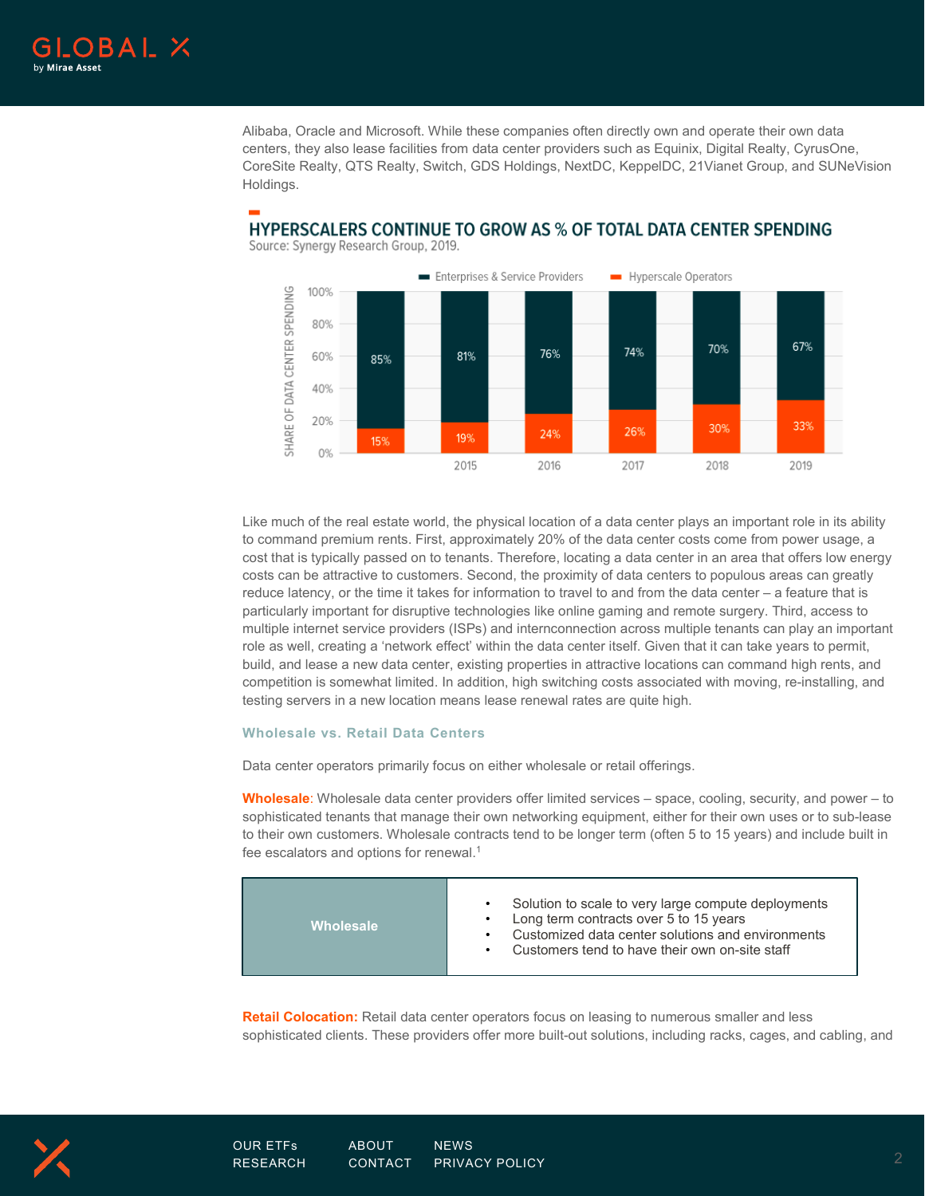Alibaba, Oracle and Microsoft. While these companies often directly own and operate their own data centers, they also lease facilities from data center providers such as Equinix, Digital Realty, CyrusOne, CoreSite Realty, QTS Realty, Switch, GDS Holdings, NextDC, KeppelDC, 21Vianet Group, and SUNeVision Holdings.

## HYPERSCALERS CONTINUE TO GROW AS % OF TOTAL DATA CENTER SPENDING

Source: Synergy Research Group, 2019.

| Year | Enterprises & Service Providers | Hyperscale Operators |
|---|---|---|
| | 85% | 15% |
| 2015 | 81% | 19% |
| 2016 | 76% | 24% |
| 2017 | 74% | 26% |
| 2018 | 70% | 30% |
| 2019 | 67% | 33% |

Like much of the real estate world, the physical location of a data center plays an important role in its ability to command premium rents. First, approximately 20% of the data center costs come from power usage, a cost that is typically passed on to tenants. Therefore, locating a data center in an area that offers low energy costs can be attractive to customers. Second, the proximity of data centers to populous areas can greatly reduce latency, or the time it takes for information to travel to and from the data center – a feature that is particularly important for disruptive technologies like online gaming and remote surgery. Third, access to multiple internet service providers (ISPs) and internconnection across multiple tenants can play an important role as well, creating a 'network effect' within the data center itself. Given that it can take years to permit, build, and lease a new data center, existing properties in attractive locations can command high rents, and competition is somewhat limited. In addition, high switching costs associated with moving, re-installing, and testing servers in a new location means lease renewal rates are quite high.

### Wholesale vs. Retail Data Centers

Data center operators primarily focus on either wholesale or retail offerings.

**Wholesale**: Wholesale data center providers offer limited services – space, cooling, security, and power – to sophisticated tenants that manage their own networking equipment, either for their own uses or to sub-lease to their own customers. Wholesale contracts tend to be longer term (often 5 to 15 years) and include built in fee escalators and options for renewal.[1]

| Wholesale | |
|---|---|
| | • Solution to scale to very large compute deployments<br>• Long term contracts over 5 to 15 years<br>• Customized data center solutions and environments<br>• Customers tend to have their own on-site staff |

**Retail Colocation:** Retail data center operators focus on leasing to numerous smaller and less sophisticated clients. These providers offer more built-out solutions, including racks, cages, and cabling, and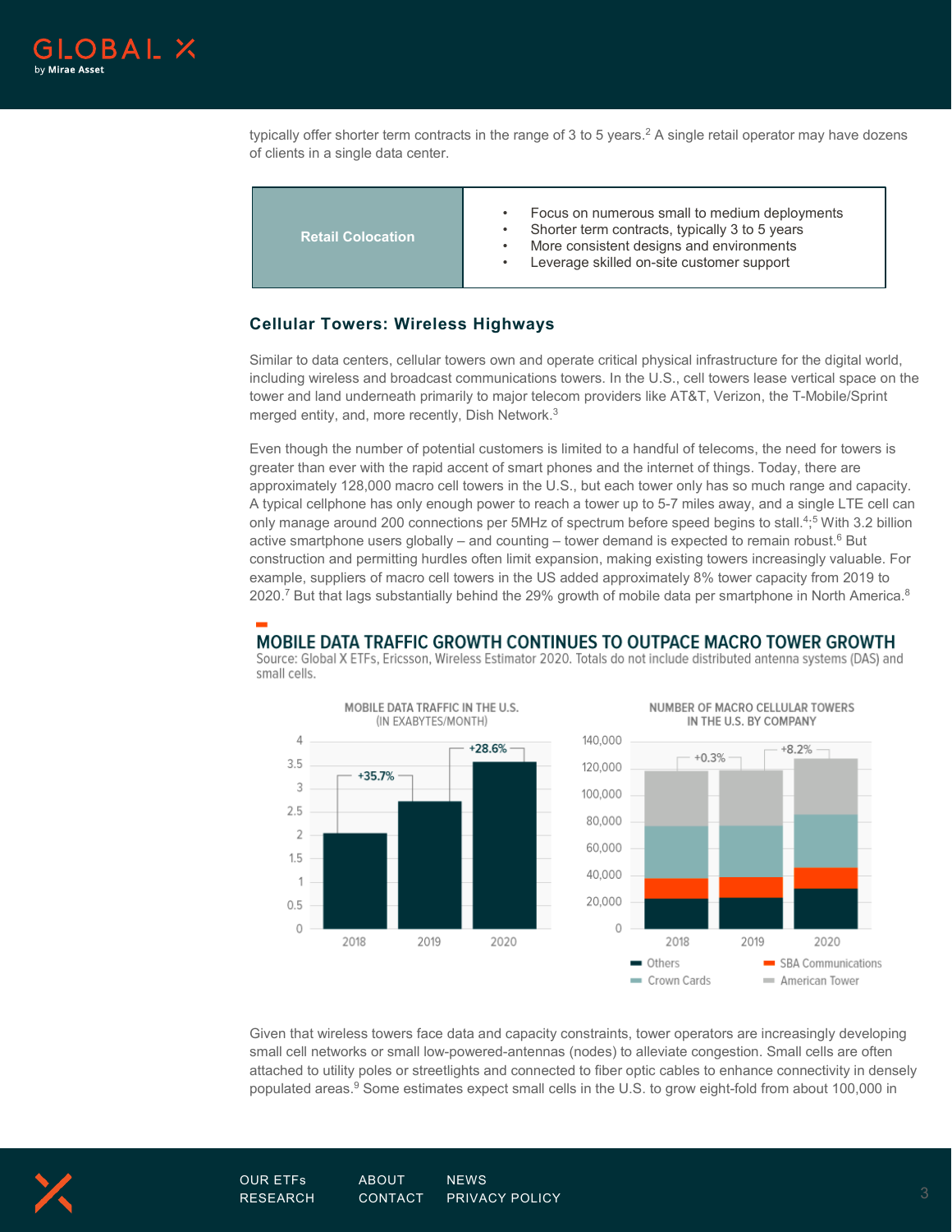typically offer shorter term contracts in the range of 3 to 5 years.[2] A single retail operator may have dozens of clients in a single data center.

| Retail Colocation | • Focus on numerous small to medium deployments<br>• Shorter term contracts, typically 3 to 5 years<br>• More consistent designs and environments<br>• Leverage skilled on-site customer support |
|---|---|

### Cellular Towers: Wireless Highways

Similar to data centers, cellular towers own and operate critical physical infrastructure for the digital world, including wireless and broadcast communications towers. In the U.S., cell towers lease vertical space on the tower and land underneath primarily to major telecom providers like AT&T, Verizon, the T-Mobile/Sprint merged entity, and, more recently, Dish Network.[3]

Even though the number of potential customers is limited to a handful of telecoms, the need for towers is greater than ever with the rapid accent of smart phones and the internet of things. Today, there are approximately 128,000 macro cell towers in the U.S., but each tower only has so much range and capacity. A typical cellphone has only enough power to reach a tower up to 5-7 miles away, and a single LTE cell can only manage around 200 connections per 5MHz of spectrum before speed begins to stall.[4;5] With 3.2 billion active smartphone users globally – and counting – tower demand is expected to remain robust.[6] But construction and permitting hurdles often limit expansion, making existing towers increasingly valuable. For example, suppliers of macro cell towers in the US added approximately 8% tower capacity from 2019 to 2020.[7] But that lags substantially behind the 29% growth of mobile data per smartphone in North America.[8]

**MOBILE DATA TRAFFIC GROWTH CONTINUES TO OUTPACE MACRO TOWER GROWTH**

Source: Global X ETFs, Ericsson, Wireless Estimator 2020. Totals do not include distributed antenna systems (DAS) and small cells.

**MOBILE DATA TRAFFIC IN THE U.S. (IN EXABYTES/MONTH)**

| Year | Exabytes/Month (approx.) | Growth |
|---|---|---|
| 2018 | ~2.0 | |
| 2019 | ~2.7 | +35.7% |
| 2020 | ~3.5 | +28.6% |

**NUMBER OF MACRO CELLULAR TOWERS IN THE U.S. BY COMPANY**

| Year | Growth |
|---|---|
| 2018 | |
| 2019 | +0.3% |
| 2020 | +8.2% |

Legend: Others, SBA Communications, Crown Cards, American Tower

Given that wireless towers face data and capacity constraints, tower operators are increasingly developing small cell networks or small low-powered-antennas (nodes) to alleviate congestion. Small cells are often attached to utility poles or streetlights and connected to fiber optic cables to enhance connectivity in densely populated areas.[9] Some estimates expect small cells in the U.S. to grow eight-fold from about 100,000 in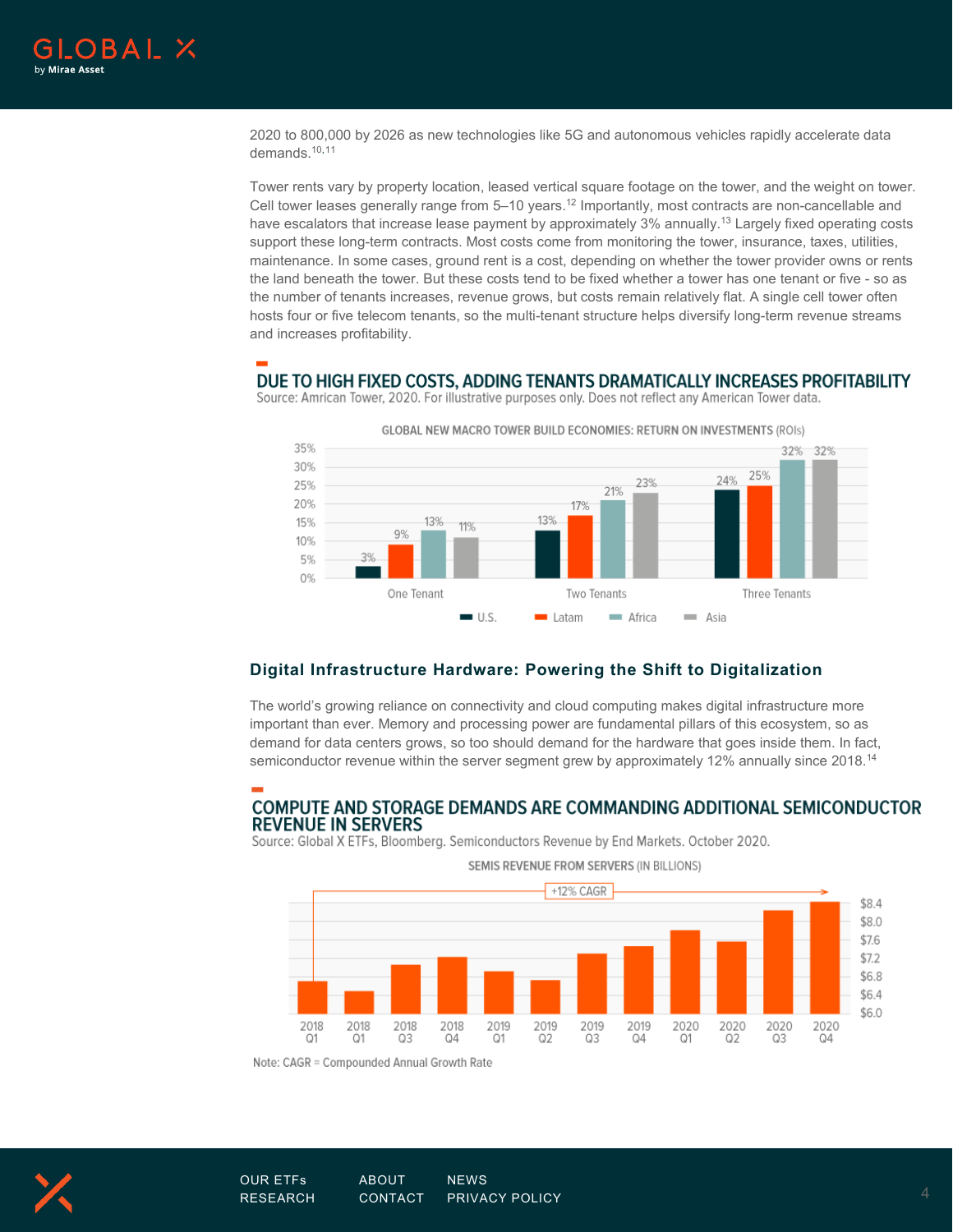2020 to 800,000 by 2026 as new technologies like 5G and autonomous vehicles rapidly accelerate data demands.[10,11]

Tower rents vary by property location, leased vertical square footage on the tower, and the weight on tower. Cell tower leases generally range from 5–10 years.[12] Importantly, most contracts are non-cancellable and have escalators that increase lease payment by approximately 3% annually.[13] Largely fixed operating costs support these long-term contracts. Most costs come from monitoring the tower, insurance, taxes, utilities, maintenance. In some cases, ground rent is a cost, depending on whether the tower provider owns or rents the land beneath the tower. But these costs tend to be fixed whether a tower has one tenant or five - so as the number of tenants increases, revenue grows, but costs remain relatively flat. A single cell tower often hosts four or five telecom tenants, so the multi-tenant structure helps diversify long-term revenue streams and increases profitability.

## DUE TO HIGH FIXED COSTS, ADDING TENANTS DRAMATICALLY INCREASES PROFITABILITY

Source: Amrican Tower, 2020. For illustrative purposes only. Does not reflect any American Tower data.

GLOBAL NEW MACRO TOWER BUILD ECONOMIES: RETURN ON INVESTMENTS (ROIs)

| | U.S. | Latam | Africa | Asia |
|---|---|---|---|---|
| One Tenant | 3% | 9% | 13% | 11% |
| Two Tenants | 13% | 17% | 21% | 23% |
| Three Tenants | 24% | 25% | 32% | 32% |

## Digital Infrastructure Hardware: Powering the Shift to Digitalization

The world's growing reliance on connectivity and cloud computing makes digital infrastructure more important than ever. Memory and processing power are fundamental pillars of this ecosystem, so as demand for data centers grows, so too should demand for the hardware that goes inside them. In fact, semiconductor revenue within the server segment grew by approximately 12% annually since 2018.[14]

## COMPUTE AND STORAGE DEMANDS ARE COMMANDING ADDITIONAL SEMICONDUCTOR REVENUE IN SERVERS

Source: Global X ETFs, Bloomberg. Semiconductors Revenue by End Markets. October 2020.

SEMIS REVENUE FROM SERVERS (IN BILLIONS)

+12% CAGR

Quarters shown: 2018 Q1, 2018 Q1, 2018 Q3, 2018 Q4, 2019 Q1, 2019 Q2, 2019 Q3, 2019 Q4, 2020 Q1, 2020 Q2, 2020 Q3, 2020 Q4 (axis: $6.0 – $8.4)

Note: CAGR = Compounded Annual Growth Rate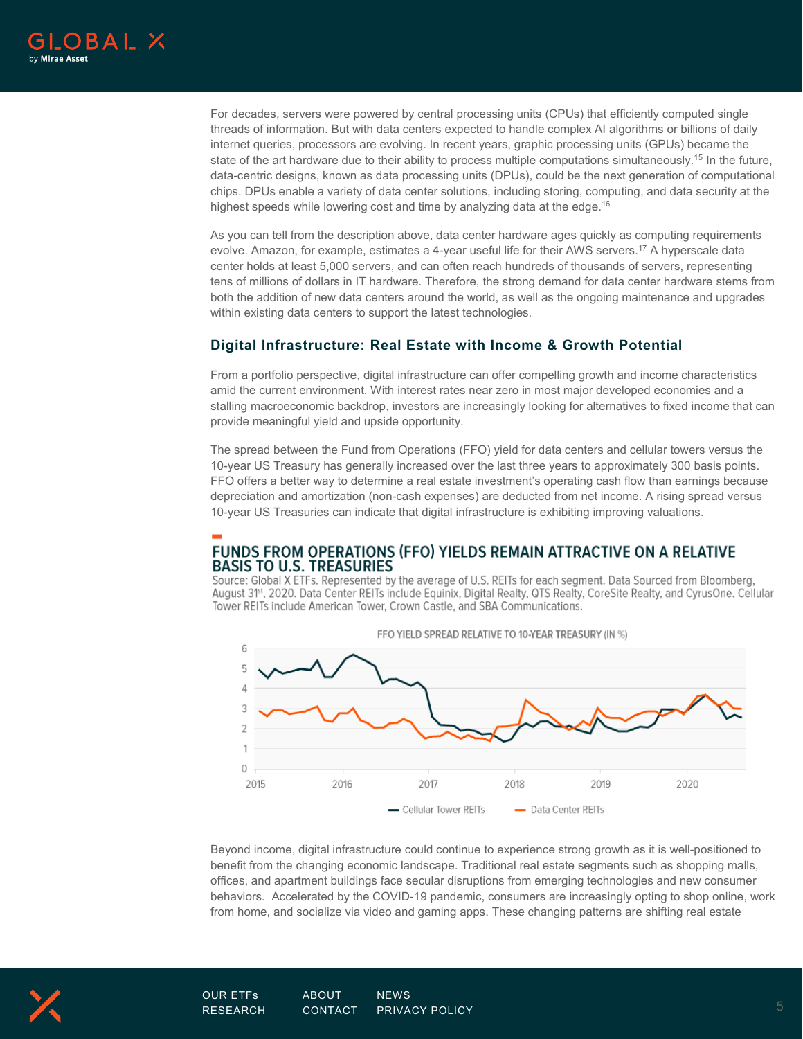For decades, servers were powered by central processing units (CPUs) that efficiently computed single threads of information. But with data centers expected to handle complex AI algorithms or billions of daily internet queries, processors are evolving. In recent years, graphic processing units (GPUs) became the state of the art hardware due to their ability to process multiple computations simultaneously.[15] In the future, data-centric designs, known as data processing units (DPUs), could be the next generation of computational chips. DPUs enable a variety of data center solutions, including storing, computing, and data security at the highest speeds while lowering cost and time by analyzing data at the edge.[16]

As you can tell from the description above, data center hardware ages quickly as computing requirements evolve. Amazon, for example, estimates a 4-year useful life for their AWS servers.[17] A hyperscale data center holds at least 5,000 servers, and can often reach hundreds of thousands of servers, representing tens of millions of dollars in IT hardware. Therefore, the strong demand for data center hardware stems from both the addition of new data centers around the world, as well as the ongoing maintenance and upgrades within existing data centers to support the latest technologies.

## Digital Infrastructure: Real Estate with Income & Growth Potential

From a portfolio perspective, digital infrastructure can offer compelling growth and income characteristics amid the current environment. With interest rates near zero in most major developed economies and a stalling macroeconomic backdrop, investors are increasingly looking for alternatives to fixed income that can provide meaningful yield and upside opportunity.

The spread between the Fund from Operations (FFO) yield for data centers and cellular towers versus the 10-year US Treasury has generally increased over the last three years to approximately 300 basis points. FFO offers a better way to determine a real estate investment's operating cash flow than earnings because depreciation and amortization (non-cash expenses) are deducted from net income. A rising spread versus 10-year US Treasuries can indicate that digital infrastructure is exhibiting improving valuations.

### FUNDS FROM OPERATIONS (FFO) YIELDS REMAIN ATTRACTIVE ON A RELATIVE BASIS TO U.S. TREASURIES

Source: Global X ETFs. Represented by the average of U.S. REITs for each segment. Data Sourced from Bloomberg, August 31st, 2020. Data Center REITs include Equinix, Digital Realty, QTS Realty, CoreSite Realty, and CyrusOne. Cellular Tower REITs include American Tower, Crown Castle, and SBA Communications.

FFO YIELD SPREAD RELATIVE TO 10-YEAR TREASURY (IN %)

Cellular Tower REITs — Data Center REITs

Beyond income, digital infrastructure could continue to experience strong growth as it is well-positioned to benefit from the changing economic landscape. Traditional real estate segments such as shopping malls, offices, and apartment buildings face secular disruptions from emerging technologies and new consumer behaviors. Accelerated by the COVID-19 pandemic, consumers are increasingly opting to shop online, work from home, and socialize via video and gaming apps. These changing patterns are shifting real estate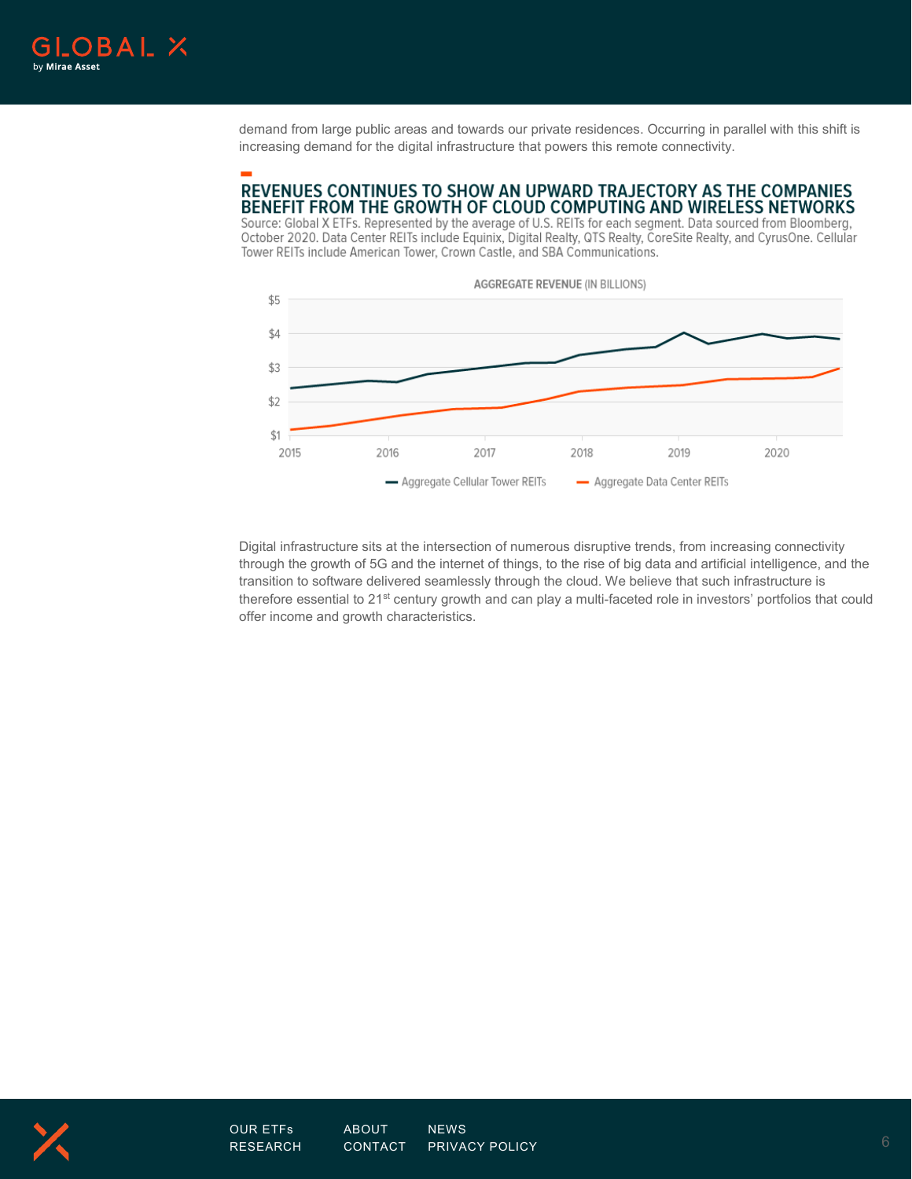demand from large public areas and towards our private residences. Occurring in parallel with this shift is increasing demand for the digital infrastructure that powers this remote connectivity.

## REVENUES CONTINUES TO SHOW AN UPWARD TRAJECTORY AS THE COMPANIES BENEFIT FROM THE GROWTH OF CLOUD COMPUTING AND WIRELESS NETWORKS

Source: Global X ETFs. Represented by the average of U.S. REITs for each segment. Data sourced from Bloomberg, October 2020. Data Center REITs include Equinix, Digital Realty, QTS Realty, CoreSite Realty, and CyrusOne. Cellular Tower REITs include American Tower, Crown Castle, and SBA Communications.

AGGREGATE REVENUE (IN BILLIONS)

Aggregate Cellular Tower REITs — Aggregate Data Center REITs

Digital infrastructure sits at the intersection of numerous disruptive trends, from increasing connectivity through the growth of 5G and the internet of things, to the rise of big data and artificial intelligence, and the transition to software delivered seamlessly through the cloud. We believe that such infrastructure is therefore essential to 21st century growth and can play a multi-faceted role in investors' portfolios that could offer income and growth characteristics.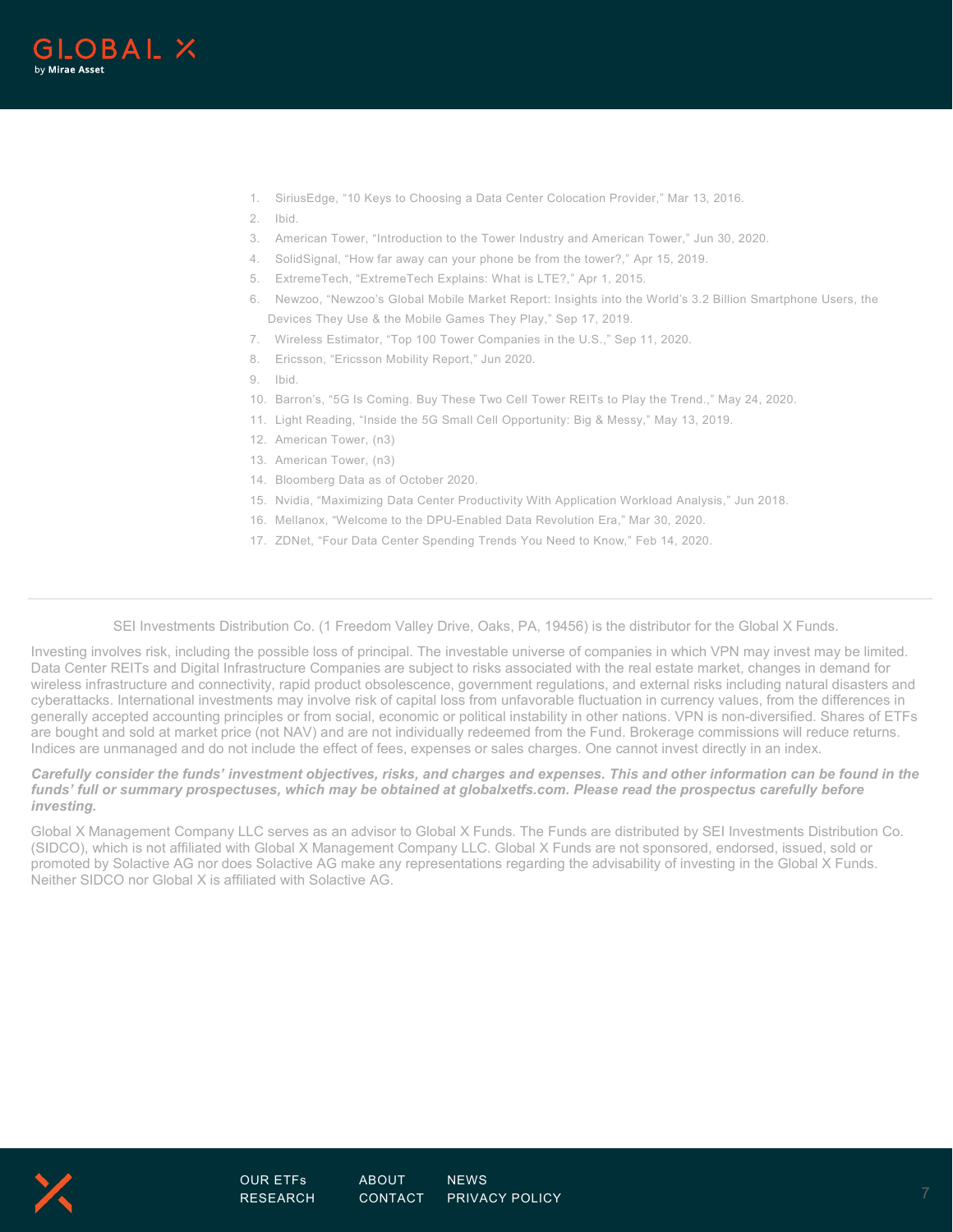1. SiriusEdge, "10 Keys to Choosing a Data Center Colocation Provider," Mar 13, 2016.
2. Ibid.
3. American Tower, "Introduction to the Tower Industry and American Tower," Jun 30, 2020.
4. SolidSignal, "How far away can your phone be from the tower?," Apr 15, 2019.
5. ExtremeTech, "ExtremeTech Explains: What is LTE?," Apr 1, 2015.
6. Newzoo, "Newzoo's Global Mobile Market Report: Insights into the World's 3.2 Billion Smartphone Users, the Devices They Use & the Mobile Games They Play," Sep 17, 2019.
7. Wireless Estimator, "Top 100 Tower Companies in the U.S.," Sep 11, 2020.
8. Ericsson, "Ericsson Mobility Report," Jun 2020.
9. Ibid.
10. Barron's, "5G Is Coming. Buy These Two Cell Tower REITs to Play the Trend.," May 24, 2020.
11. Light Reading, "Inside the 5G Small Cell Opportunity: Big & Messy," May 13, 2019.
12. American Tower, (n3)
13. American Tower, (n3)
14. Bloomberg Data as of October 2020.
15. Nvidia, "Maximizing Data Center Productivity With Application Workload Analysis," Jun 2018.
16. Mellanox, "Welcome to the DPU-Enabled Data Revolution Era," Mar 30, 2020.
17. ZDNet, "Four Data Center Spending Trends You Need to Know," Feb 14, 2020.

---

SEI Investments Distribution Co. (1 Freedom Valley Drive, Oaks, PA, 19456) is the distributor for the Global X Funds.

Investing involves risk, including the possible loss of principal. The investable universe of companies in which VPN may invest may be limited. Data Center REITs and Digital Infrastructure Companies are subject to risks associated with the real estate market, changes in demand for wireless infrastructure and connectivity, rapid product obsolescence, government regulations, and external risks including natural disasters and cyberattacks. International investments may involve risk of capital loss from unfavorable fluctuation in currency values, from the differences in generally accepted accounting principles or from social, economic or political instability in other nations. VPN is non-diversified. Shares of ETFs are bought and sold at market price (not NAV) and are not individually redeemed from the Fund. Brokerage commissions will reduce returns. Indices are unmanaged and do not include the effect of fees, expenses or sales charges. One cannot invest directly in an index.

***Carefully consider the funds' investment objectives, risks, and charges and expenses. This and other information can be found in the funds' full or summary prospectuses, which may be obtained at globalxetfs.com. Please read the prospectus carefully before investing.***

Global X Management Company LLC serves as an advisor to Global X Funds. The Funds are distributed by SEI Investments Distribution Co. (SIDCO), which is not affiliated with Global X Management Company LLC. Global X Funds are not sponsored, endorsed, issued, sold or promoted by Solactive AG nor does Solactive AG make any representations regarding the advisability of investing in the Global X Funds. Neither SIDCO nor Global X is affiliated with Solactive AG.